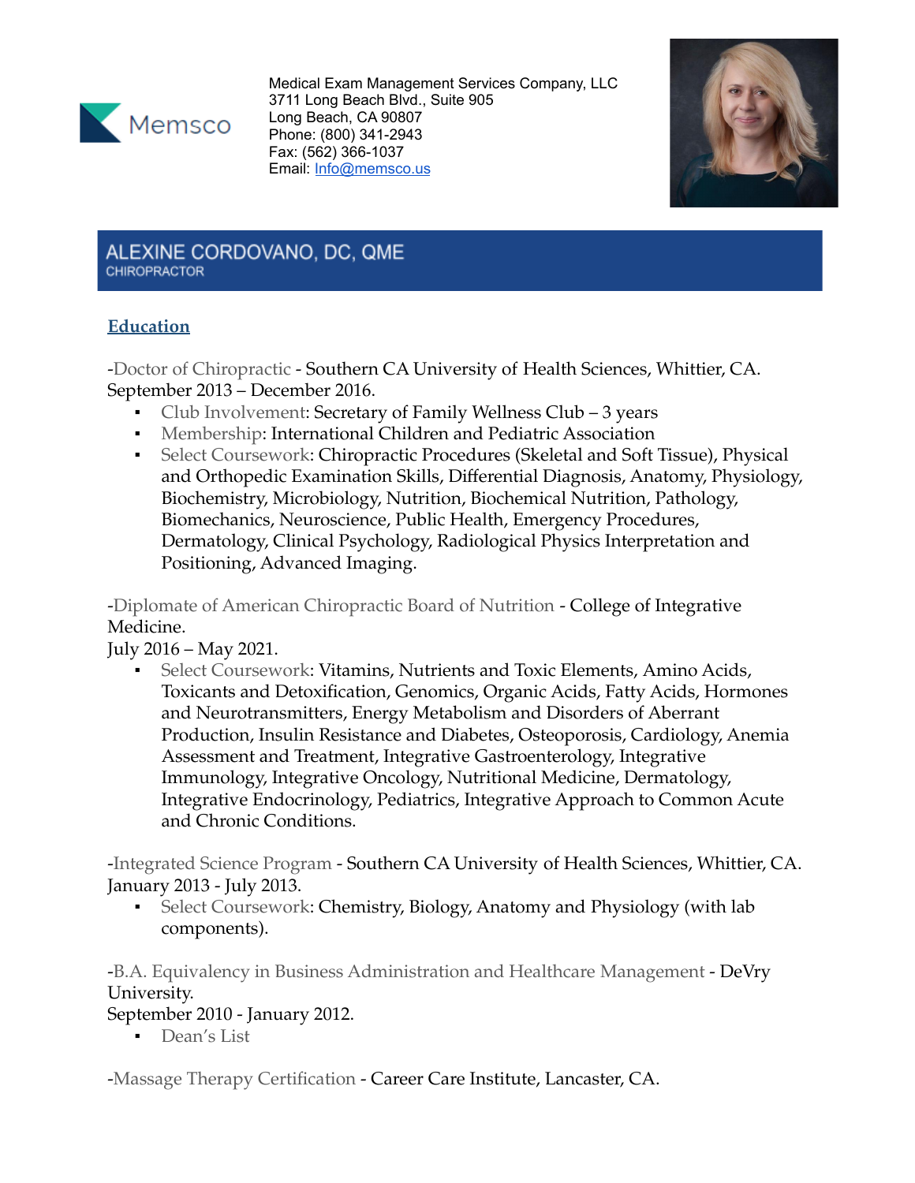Memsco

Medical Exam Management Services Company, LLC
3711 Long Beach Blvd., Suite 905
Long Beach, CA 90807
Phone: (800) 341-2943
Fax: (562) 366-1037
Email: Info@memsco.us

# ALEXINE CORDOVANO, DC, QME

CHIROPRACTOR

## Education

-Doctor of Chiropractic - Southern CA University of Health Sciences, Whittier, CA.
September 2013 – December 2016.

- Club Involvement: Secretary of Family Wellness Club – 3 years
- Membership: International Children and Pediatric Association
- Select Coursework: Chiropractic Procedures (Skeletal and Soft Tissue), Physical and Orthopedic Examination Skills, Differential Diagnosis, Anatomy, Physiology, Biochemistry, Microbiology, Nutrition, Biochemical Nutrition, Pathology, Biomechanics, Neuroscience, Public Health, Emergency Procedures, Dermatology, Clinical Psychology, Radiological Physics Interpretation and Positioning, Advanced Imaging.

-Diplomate of American Chiropractic Board of Nutrition - College of Integrative Medicine.
July 2016 – May 2021.

- Select Coursework: Vitamins, Nutrients and Toxic Elements, Amino Acids, Toxicants and Detoxification, Genomics, Organic Acids, Fatty Acids, Hormones and Neurotransmitters, Energy Metabolism and Disorders of Aberrant Production, Insulin Resistance and Diabetes, Osteoporosis, Cardiology, Anemia Assessment and Treatment, Integrative Gastroenterology, Integrative Immunology, Integrative Oncology, Nutritional Medicine, Dermatology, Integrative Endocrinology, Pediatrics, Integrative Approach to Common Acute and Chronic Conditions.

-Integrated Science Program - Southern CA University of Health Sciences, Whittier, CA.
January 2013 - July 2013.

- Select Coursework: Chemistry, Biology, Anatomy and Physiology (with lab components).

-B.A. Equivalency in Business Administration and Healthcare Management - DeVry University.
September 2010 - January 2012.

- Dean's List

-Massage Therapy Certification - Career Care Institute, Lancaster, CA.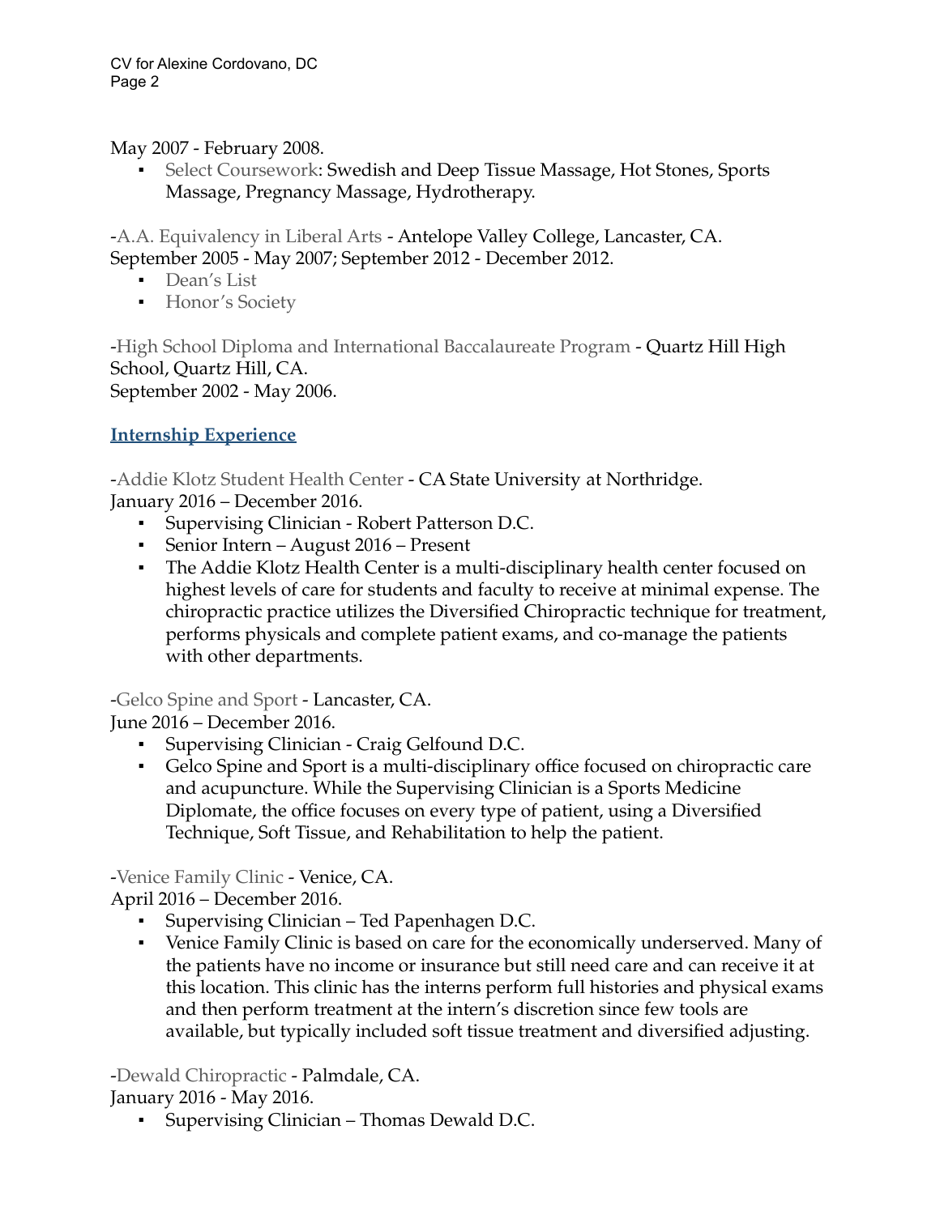May 2007 - February 2008.

- Select Coursework: Swedish and Deep Tissue Massage, Hot Stones, Sports Massage, Pregnancy Massage, Hydrotherapy.

-A.A. Equivalency in Liberal Arts - Antelope Valley College, Lancaster, CA.
September 2005 - May 2007; September 2012 - December 2012.

- Dean's List
- Honor's Society

-High School Diploma and International Baccalaureate Program - Quartz Hill High School, Quartz Hill, CA.
September 2002 - May 2006.

## Internship Experience

-Addie Klotz Student Health Center - CA State University at Northridge.
January 2016 – December 2016.

- Supervising Clinician - Robert Patterson D.C.
- Senior Intern – August 2016 – Present
- The Addie Klotz Health Center is a multi-disciplinary health center focused on highest levels of care for students and faculty to receive at minimal expense. The chiropractic practice utilizes the Diversified Chiropractic technique for treatment, performs physicals and complete patient exams, and co-manage the patients with other departments.

-Gelco Spine and Sport - Lancaster, CA.
June 2016 – December 2016.

- Supervising Clinician - Craig Gelfound D.C.
- Gelco Spine and Sport is a multi-disciplinary office focused on chiropractic care and acupuncture. While the Supervising Clinician is a Sports Medicine Diplomate, the office focuses on every type of patient, using a Diversified Technique, Soft Tissue, and Rehabilitation to help the patient.

-Venice Family Clinic - Venice, CA.
April 2016 – December 2016.

- Supervising Clinician – Ted Papenhagen D.C.
- Venice Family Clinic is based on care for the economically underserved. Many of the patients have no income or insurance but still need care and can receive it at this location. This clinic has the interns perform full histories and physical exams and then perform treatment at the intern's discretion since few tools are available, but typically included soft tissue treatment and diversified adjusting.

-Dewald Chiropractic - Palmdale, CA.
January 2016 - May 2016.

- Supervising Clinician – Thomas Dewald D.C.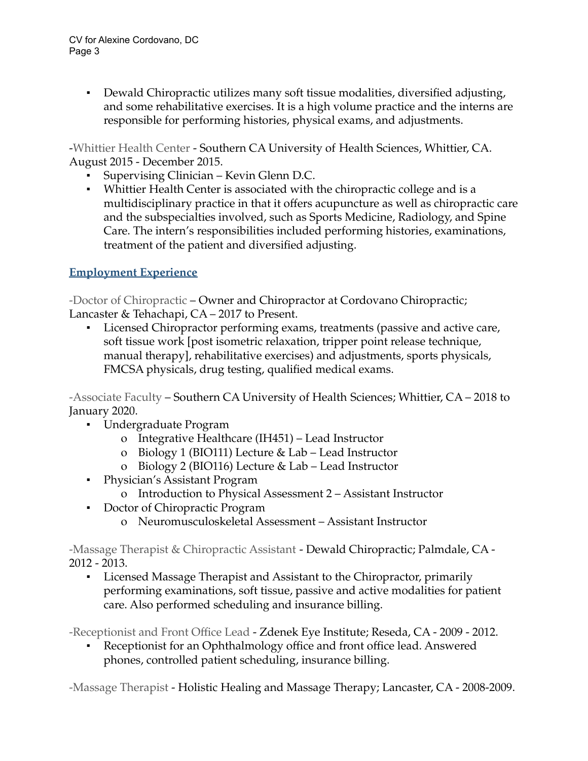- Dewald Chiropractic utilizes many soft tissue modalities, diversified adjusting, and some rehabilitative exercises. It is a high volume practice and the interns are responsible for performing histories, physical exams, and adjustments.

-Whittier Health Center - Southern CA University of Health Sciences, Whittier, CA. August 2015 - December 2015.

- Supervising Clinician – Kevin Glenn D.C.
- Whittier Health Center is associated with the chiropractic college and is a multidisciplinary practice in that it offers acupuncture as well as chiropractic care and the subspecialties involved, such as Sports Medicine, Radiology, and Spine Care. The intern's responsibilities included performing histories, examinations, treatment of the patient and diversified adjusting.

## Employment Experience

-Doctor of Chiropractic – Owner and Chiropractor at Cordovano Chiropractic; Lancaster & Tehachapi, CA – 2017 to Present.

- Licensed Chiropractor performing exams, treatments (passive and active care, soft tissue work [post isometric relaxation, tripper point release technique, manual therapy], rehabilitative exercises) and adjustments, sports physicals, FMCSA physicals, drug testing, qualified medical exams.

-Associate Faculty – Southern CA University of Health Sciences; Whittier, CA – 2018 to January 2020.

- Undergraduate Program
  - Integrative Healthcare (IH451) – Lead Instructor
  - Biology 1 (BIO111) Lecture & Lab – Lead Instructor
  - Biology 2 (BIO116) Lecture & Lab – Lead Instructor
- Physician's Assistant Program
  - Introduction to Physical Assessment 2 – Assistant Instructor
- Doctor of Chiropractic Program
  - Neuromusculoskeletal Assessment – Assistant Instructor

-Massage Therapist & Chiropractic Assistant - Dewald Chiropractic; Palmdale, CA - 2012 - 2013.

- Licensed Massage Therapist and Assistant to the Chiropractor, primarily performing examinations, soft tissue, passive and active modalities for patient care. Also performed scheduling and insurance billing.

-Receptionist and Front Office Lead - Zdenek Eye Institute; Reseda, CA - 2009 - 2012.

- Receptionist for an Ophthalmology office and front office lead. Answered phones, controlled patient scheduling, insurance billing.

-Massage Therapist - Holistic Healing and Massage Therapy; Lancaster, CA - 2008-2009.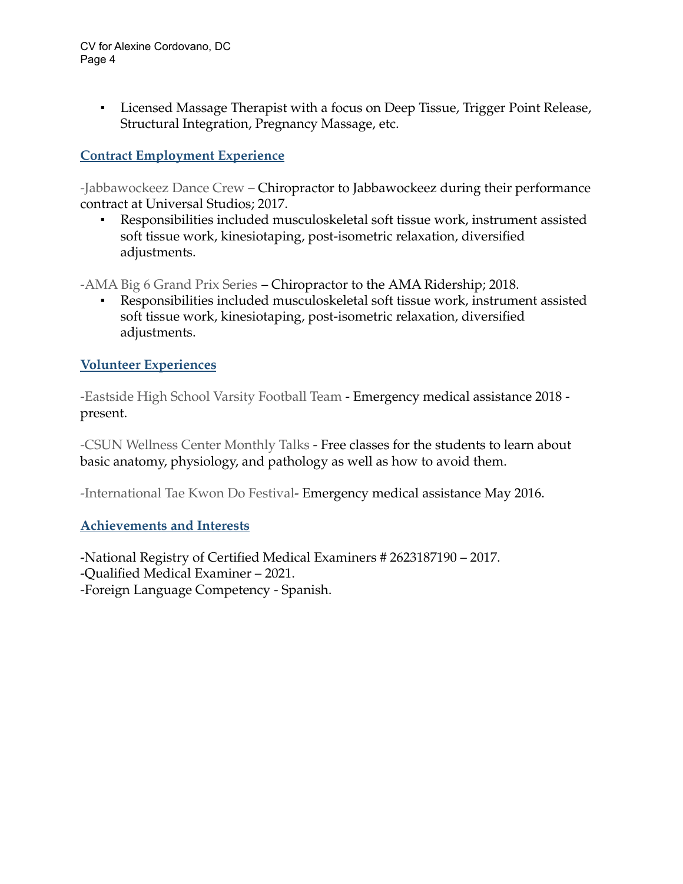- Licensed Massage Therapist with a focus on Deep Tissue, Trigger Point Release, Structural Integration, Pregnancy Massage, etc.

## Contract Employment Experience

-Jabbawockeez Dance Crew – Chiropractor to Jabbawockeez during their performance contract at Universal Studios; 2017.

- Responsibilities included musculoskeletal soft tissue work, instrument assisted soft tissue work, kinesiotaping, post-isometric relaxation, diversified adjustments.

-AMA Big 6 Grand Prix Series – Chiropractor to the AMA Ridership; 2018.

- Responsibilities included musculoskeletal soft tissue work, instrument assisted soft tissue work, kinesiotaping, post-isometric relaxation, diversified adjustments.

## Volunteer Experiences

-Eastside High School Varsity Football Team - Emergency medical assistance 2018 - present.

-CSUN Wellness Center Monthly Talks - Free classes for the students to learn about basic anatomy, physiology, and pathology as well as how to avoid them.

-International Tae Kwon Do Festival- Emergency medical assistance May 2016.

## Achievements and Interests

-National Registry of Certified Medical Examiners # 2623187190 – 2017.
-Qualified Medical Examiner – 2021.
-Foreign Language Competency - Spanish.